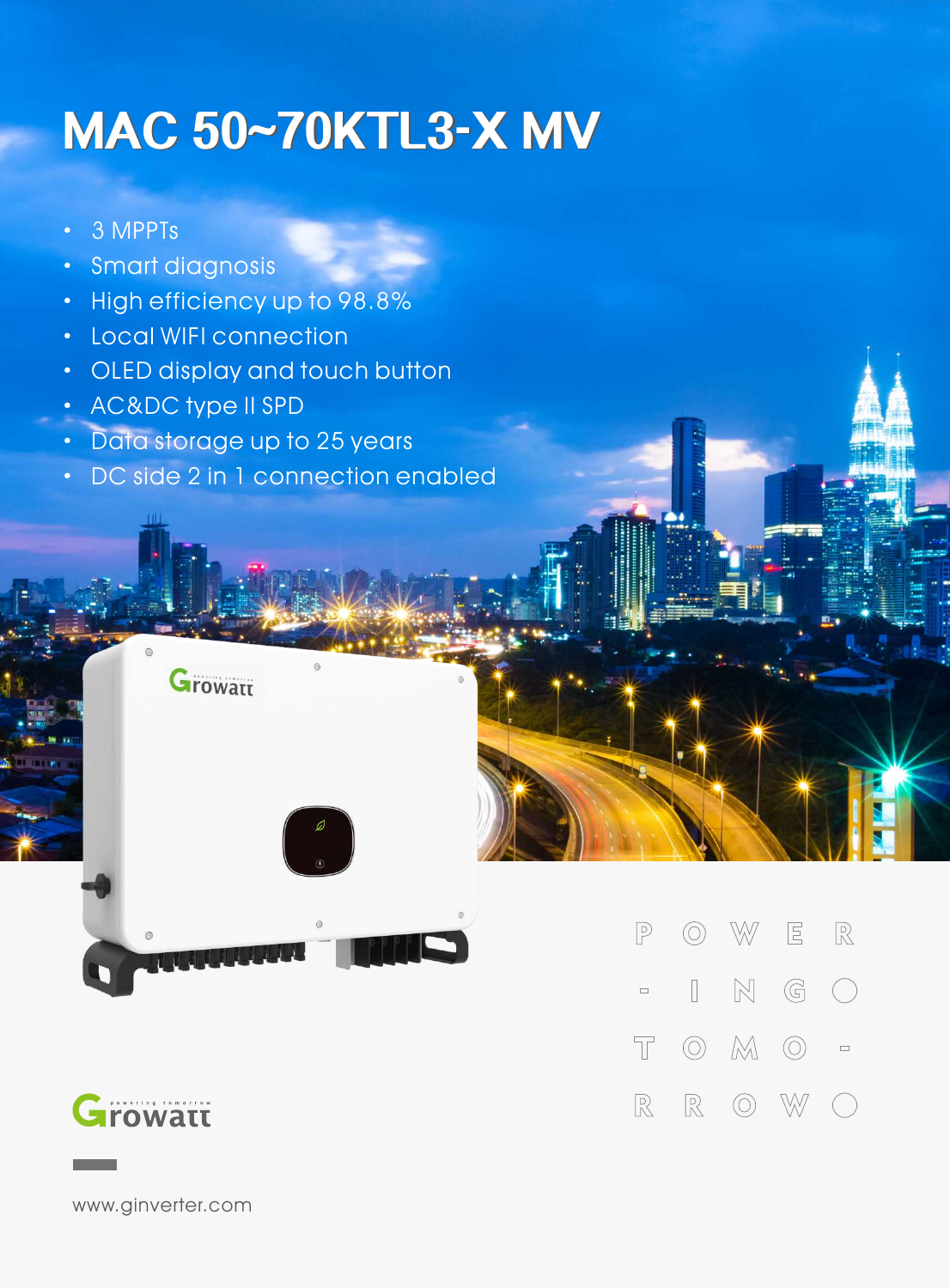# MAC 50~70KTL3-X MV

- 3 MPPTs
- Smart diagnosis
- High efficiency up to 98.8%
- Local WIFI connection
- OLED display and touch button
- AC&DC type II SPD
- Data storage up to 25 years
- DC side 2 in 1 connection enabled

POWER-ING TOMO-RROW

www.ginverter.com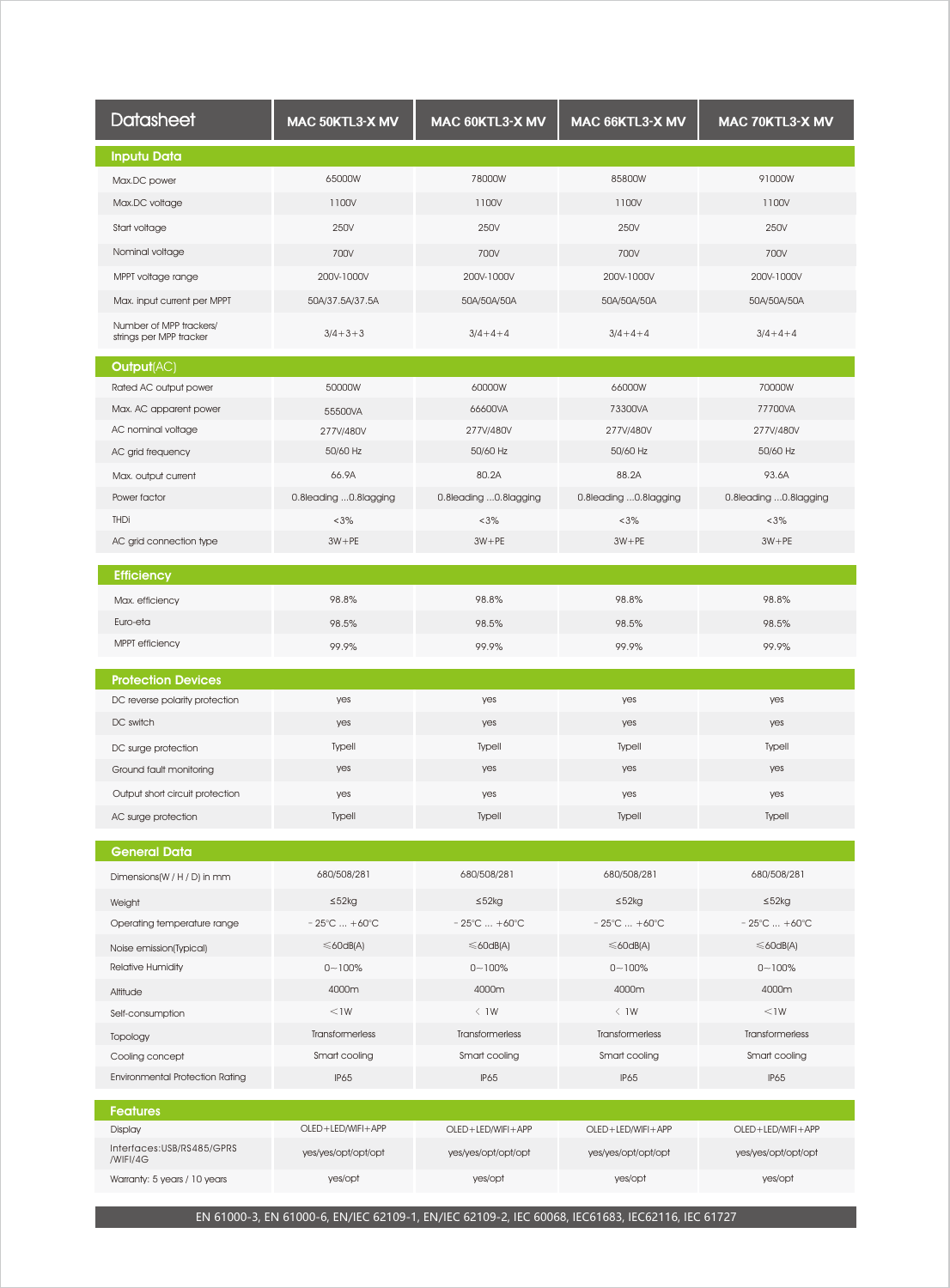| Datasheet | MAC 50KTL3-X MV | MAC 60KTL3-X MV | MAC 66KTL3-X MV | MAC 70KTL3-X MV |
| --- | --- | --- | --- | --- |
| **Inputu Data** | | | | |
| Max.DC power | 65000W | 78000W | 85800W | 91000W |
| Max.DC voltage | 1100V | 1100V | 1100V | 1100V |
| Start voltage | 250V | 250V | 250V | 250V |
| Nominal voltage | 700V | 700V | 700V | 700V |
| MPPT voltage range | 200V-1000V | 200V-1000V | 200V-1000V | 200V-1000V |
| Max. input current per MPPT | 50A/37.5A/37.5A | 50A/50A/50A | 50A/50A/50A | 50A/50A/50A |
| Number of MPP trackers/ strings per MPP tracker | 3/4+3+3 | 3/4+4+4 | 3/4+4+4 | 3/4+4+4 |
| **Output(AC)** | | | | |
| Rated AC output power | 50000W | 60000W | 66000W | 70000W |
| Max. AC apparent power | 55500VA | 66600VA | 73300VA | 77700VA |
| AC nominal voltage | 277V/480V | 277V/480V | 277V/480V | 277V/480V |
| AC grid frequency | 50/60 Hz | 50/60 Hz | 50/60 Hz | 50/60 Hz |
| Max. output current | 66.9A | 80.2A | 88.2A | 93.6A |
| Power factor | 0.8leading ...0.8lagging | 0.8leading ...0.8lagging | 0.8leading ...0.8lagging | 0.8leading ...0.8lagging |
| THDi | <3% | <3% | <3% | <3% |
| AC grid connection type | 3W+PE | 3W+PE | 3W+PE | 3W+PE |
| **Efficiency** | | | | |
| Max. efficiency | 98.8% | 98.8% | 98.8% | 98.8% |
| Euro-eta | 98.5% | 98.5% | 98.5% | 98.5% |
| MPPT efficiency | 99.9% | 99.9% | 99.9% | 99.9% |
| **Protection Devices** | | | | |
| DC reverse polarity protection | yes | yes | yes | yes |
| DC switch | yes | yes | yes | yes |
| DC surge protection | TypeII | TypeII | TypeII | TypeII |
| Ground fault monitoring | yes | yes | yes | yes |
| Output short circuit protection | yes | yes | yes | yes |
| AC surge protection | TypeII | TypeII | TypeII | TypeII |
| **General Data** | | | | |
| Dimensions(W / H / D) in mm | 680/508/281 | 680/508/281 | 680/508/281 | 680/508/281 |
| Weight | ≤52kg | ≤52kg | ≤52kg | ≤52kg |
| Operating temperature range | - 25°C ... +60°C | - 25°C ... +60°C | - 25°C ... +60°C | - 25°C ... +60°C |
| Noise emission(Typical) | ≤60dB(A) | ≤60dB(A) | ≤60dB(A) | ≤60dB(A) |
| Relative Humidity | 0~100% | 0~100% | 0~100% | 0~100% |
| Altitude | 4000m | 4000m | 4000m | 4000m |
| Self-consumption | <1W | < 1W | < 1W | <1W |
| Topology | Transformerless | Transformerless | Transformerless | Transformerless |
| Cooling concept | Smart cooling | Smart cooling | Smart cooling | Smart cooling |
| Environmental Protection Rating | IP65 | IP65 | IP65 | IP65 |
| **Features** | | | | |
| Display | OLED+LED/WIFI+APP | OLED+LED/WIFI+APP | OLED+LED/WIFI+APP | OLED+LED/WIFI+APP |
| Interfaces:USB/RS485/GPRS /WIFI/4G | yes/yes/opt/opt/opt | yes/yes/opt/opt/opt | yes/yes/opt/opt/opt | yes/yes/opt/opt/opt |
| Warranty: 5 years / 10 years | yes/opt | yes/opt | yes/opt | yes/opt |

EN 61000-3, EN 61000-6, EN/IEC 62109-1, EN/IEC 62109-2, IEC 60068, IEC61683, IEC62116, IEC 61727